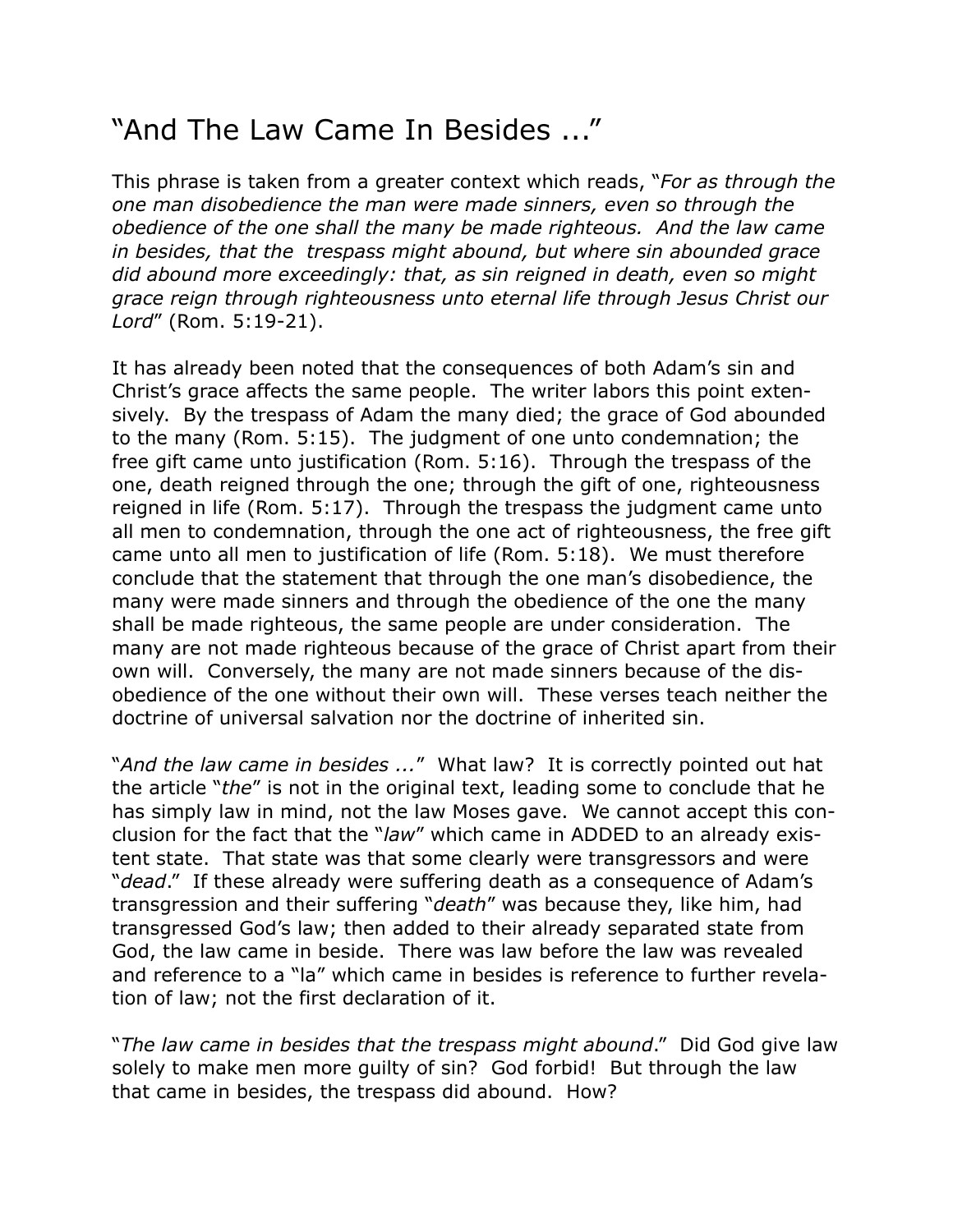# "And The Law Came In Besides ..."

This phrase is taken from a greater context which reads, "*For as through the one man disobedience the man were made sinners, even so through the obedience of the one shall the many be made righteous. And the law came in besides, that the trespass might abound, but where sin abounded grace did abound more exceedingly: that, as sin reigned in death, even so might grace reign through righteousness unto eternal life through Jesus Christ our Lord*" (Rom. 5:19-21).

It has already been noted that the consequences of both Adam's sin and Christ's grace affects the same people. The writer labors this point extensively. By the trespass of Adam the many died; the grace of God abounded to the many (Rom. 5:15). The judgment of one unto condemnation; the free gift came unto justification (Rom. 5:16). Through the trespass of the one, death reigned through the one; through the gift of one, righteousness reigned in life (Rom. 5:17). Through the trespass the judgment came unto all men to condemnation, through the one act of righteousness, the free gift came unto all men to justification of life (Rom. 5:18). We must therefore conclude that the statement that through the one man's disobedience, the many were made sinners and through the obedience of the one the many shall be made righteous, the same people are under consideration. The many are not made righteous because of the grace of Christ apart from their own will. Conversely, the many are not made sinners because of the disobedience of the one without their own will. These verses teach neither the doctrine of universal salvation nor the doctrine of inherited sin.

"*And the law came in besides ...*" What law? It is correctly pointed out hat the article "*the*" is not in the original text, leading some to conclude that he has simply law in mind, not the law Moses gave. We cannot accept this conclusion for the fact that the "*law*" which came in ADDED to an already existent state. That state was that some clearly were transgressors and were "*dead*." If these already were suffering death as a consequence of Adam's transgression and their suffering "*death*" was because they, like him, had transgressed God's law; then added to their already separated state from God, the law came in beside. There was law before the law was revealed and reference to a "la" which came in besides is reference to further revelation of law; not the first declaration of it.

"*The law came in besides that the trespass might abound*." Did God give law solely to make men more guilty of sin? God forbid! But through the law that came in besides, the trespass did abound. How?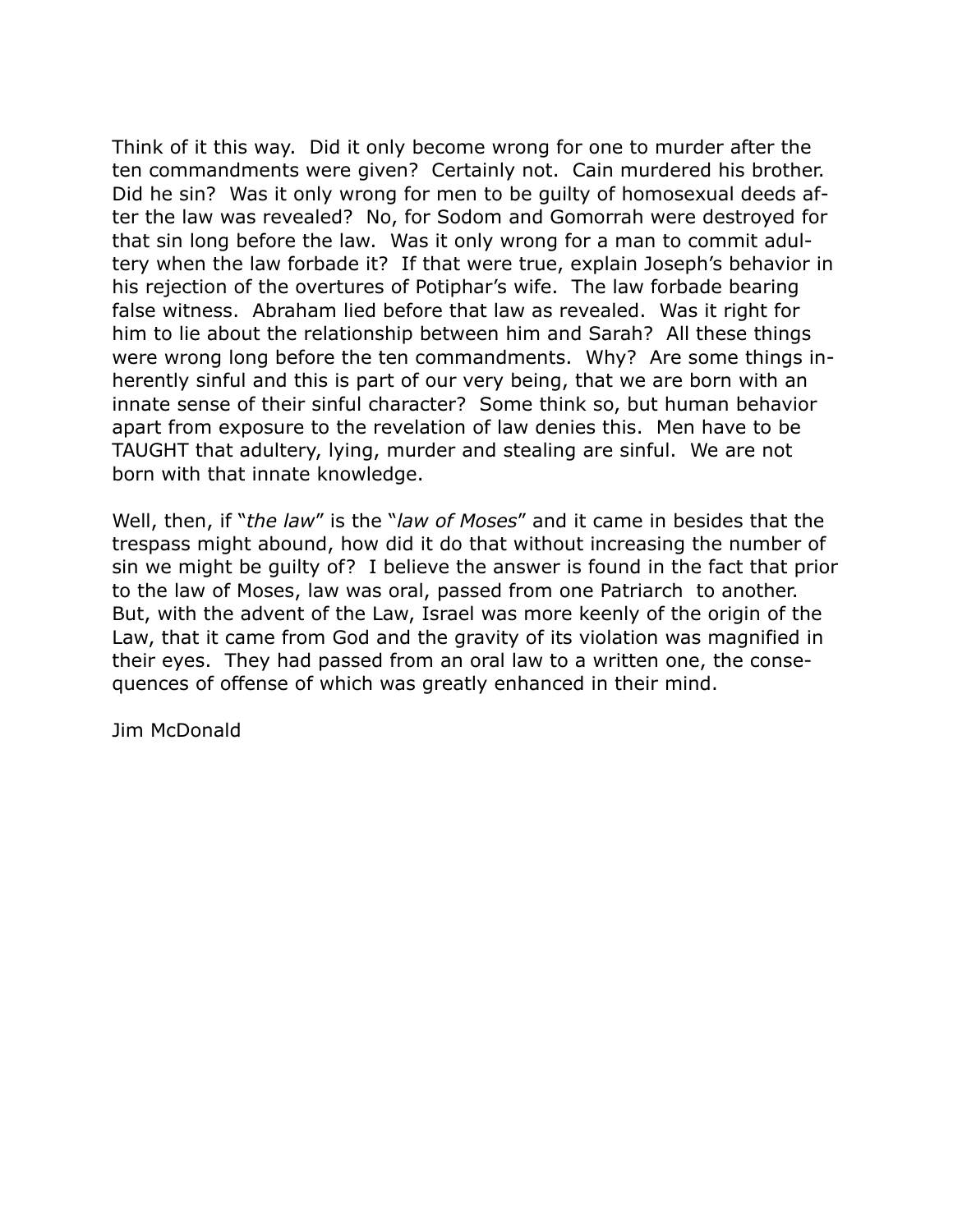Think of it this way. Did it only become wrong for one to murder after the ten commandments were given? Certainly not. Cain murdered his brother. Did he sin? Was it only wrong for men to be guilty of homosexual deeds after the law was revealed? No, for Sodom and Gomorrah were destroyed for that sin long before the law. Was it only wrong for a man to commit adultery when the law forbade it? If that were true, explain Joseph's behavior in his rejection of the overtures of Potiphar's wife. The law forbade bearing false witness. Abraham lied before that law as revealed. Was it right for him to lie about the relationship between him and Sarah? All these things were wrong long before the ten commandments. Why? Are some things inherently sinful and this is part of our very being, that we are born with an innate sense of their sinful character? Some think so, but human behavior apart from exposure to the revelation of law denies this. Men have to be TAUGHT that adultery, lying, murder and stealing are sinful. We are not born with that innate knowledge.

Well, then, if "*the law*" is the "*law of Moses*" and it came in besides that the trespass might abound, how did it do that without increasing the number of sin we might be guilty of? I believe the answer is found in the fact that prior to the law of Moses, law was oral, passed from one Patriarch to another. But, with the advent of the Law, Israel was more keenly of the origin of the Law, that it came from God and the gravity of its violation was magnified in their eyes. They had passed from an oral law to a written one, the consequences of offense of which was greatly enhanced in their mind.

Jim McDonald